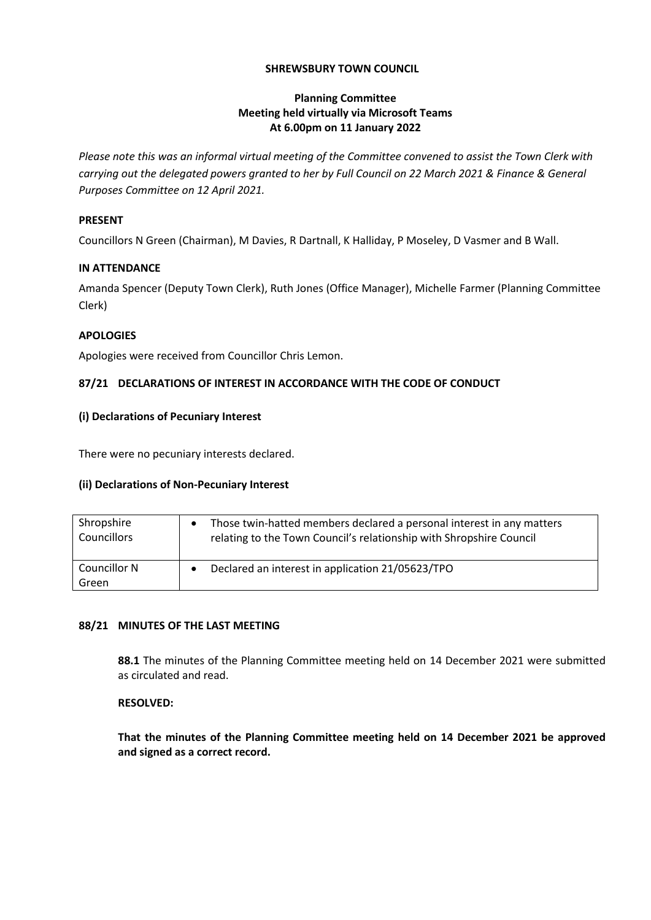# SHREWSBURY TOWN COUNCIL

## Planning Committee
## Meeting held virtually via Microsoft Teams
## At 6.00pm on 11 January 2022

*Please note this was an informal virtual meeting of the Committee convened to assist the Town Clerk with carrying out the delegated powers granted to her by Full Council on 22 March 2021 & Finance & General Purposes Committee on 12 April 2021.*

### PRESENT

Councillors N Green (Chairman), M Davies, R Dartnall, K Halliday, P Moseley, D Vasmer and B Wall.

### IN ATTENDANCE

Amanda Spencer (Deputy Town Clerk), Ruth Jones (Office Manager), Michelle Farmer (Planning Committee Clerk)

### APOLOGIES

Apologies were received from Councillor Chris Lemon.

### 87/21 DECLARATIONS OF INTEREST IN ACCORDANCE WITH THE CODE OF CONDUCT

#### (i) Declarations of Pecuniary Interest

There were no pecuniary interests declared.

#### (ii) Declarations of Non-Pecuniary Interest

| | |
|---|---|
| Shropshire Councillors | • Those twin-hatted members declared a personal interest in any matters relating to the Town Council's relationship with Shropshire Council |
| Councillor N Green | • Declared an interest in application 21/05623/TPO |

### 88/21 MINUTES OF THE LAST MEETING

**88.1** The minutes of the Planning Committee meeting held on 14 December 2021 were submitted as circulated and read.

**RESOLVED:**

**That the minutes of the Planning Committee meeting held on 14 December 2021 be approved and signed as a correct record.**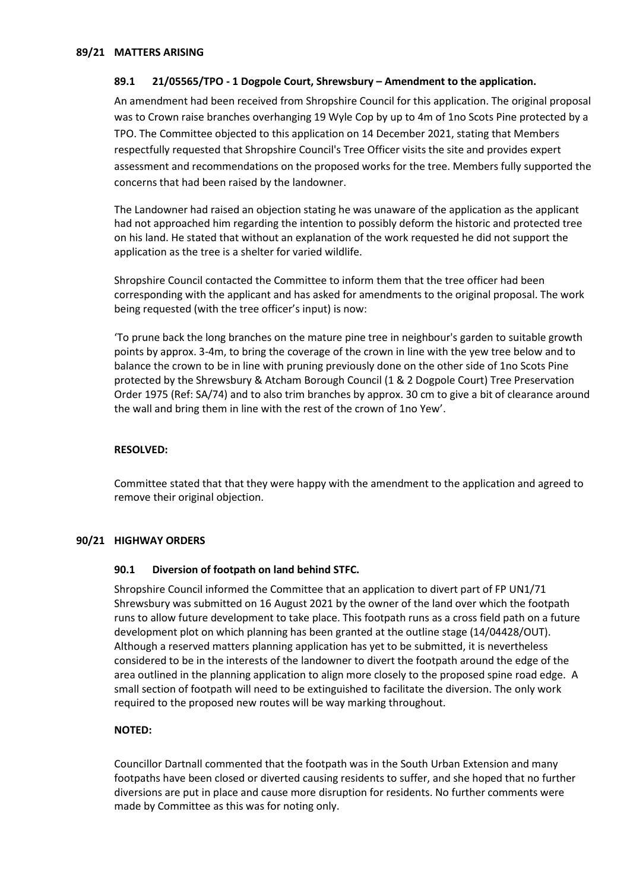## 89/21 MATTERS ARISING

### 89.1 21/05565/TPO - 1 Dogpole Court, Shrewsbury – Amendment to the application.

An amendment had been received from Shropshire Council for this application. The original proposal was to Crown raise branches overhanging 19 Wyle Cop by up to 4m of 1no Scots Pine protected by a TPO. The Committee objected to this application on 14 December 2021, stating that Members respectfully requested that Shropshire Council's Tree Officer visits the site and provides expert assessment and recommendations on the proposed works for the tree. Members fully supported the concerns that had been raised by the landowner.

The Landowner had raised an objection stating he was unaware of the application as the applicant had not approached him regarding the intention to possibly deform the historic and protected tree on his land. He stated that without an explanation of the work requested he did not support the application as the tree is a shelter for varied wildlife.

Shropshire Council contacted the Committee to inform them that the tree officer had been corresponding with the applicant and has asked for amendments to the original proposal. The work being requested (with the tree officer's input) is now:

'To prune back the long branches on the mature pine tree in neighbour's garden to suitable growth points by approx. 3-4m, to bring the coverage of the crown in line with the yew tree below and to balance the crown to be in line with pruning previously done on the other side of 1no Scots Pine protected by the Shrewsbury & Atcham Borough Council (1 & 2 Dogpole Court) Tree Preservation Order 1975 (Ref: SA/74) and to also trim branches by approx. 30 cm to give a bit of clearance around the wall and bring them in line with the rest of the crown of 1no Yew'.

**RESOLVED:**

Committee stated that that they were happy with the amendment to the application and agreed to remove their original objection.

## 90/21 HIGHWAY ORDERS

### 90.1 Diversion of footpath on land behind STFC.

Shropshire Council informed the Committee that an application to divert part of FP UN1/71 Shrewsbury was submitted on 16 August 2021 by the owner of the land over which the footpath runs to allow future development to take place. This footpath runs as a cross field path on a future development plot on which planning has been granted at the outline stage (14/04428/OUT). Although a reserved matters planning application has yet to be submitted, it is nevertheless considered to be in the interests of the landowner to divert the footpath around the edge of the area outlined in the planning application to align more closely to the proposed spine road edge. A small section of footpath will need to be extinguished to facilitate the diversion. The only work required to the proposed new routes will be way marking throughout.

**NOTED:**

Councillor Dartnall commented that the footpath was in the South Urban Extension and many footpaths have been closed or diverted causing residents to suffer, and she hoped that no further diversions are put in place and cause more disruption for residents. No further comments were made by Committee as this was for noting only.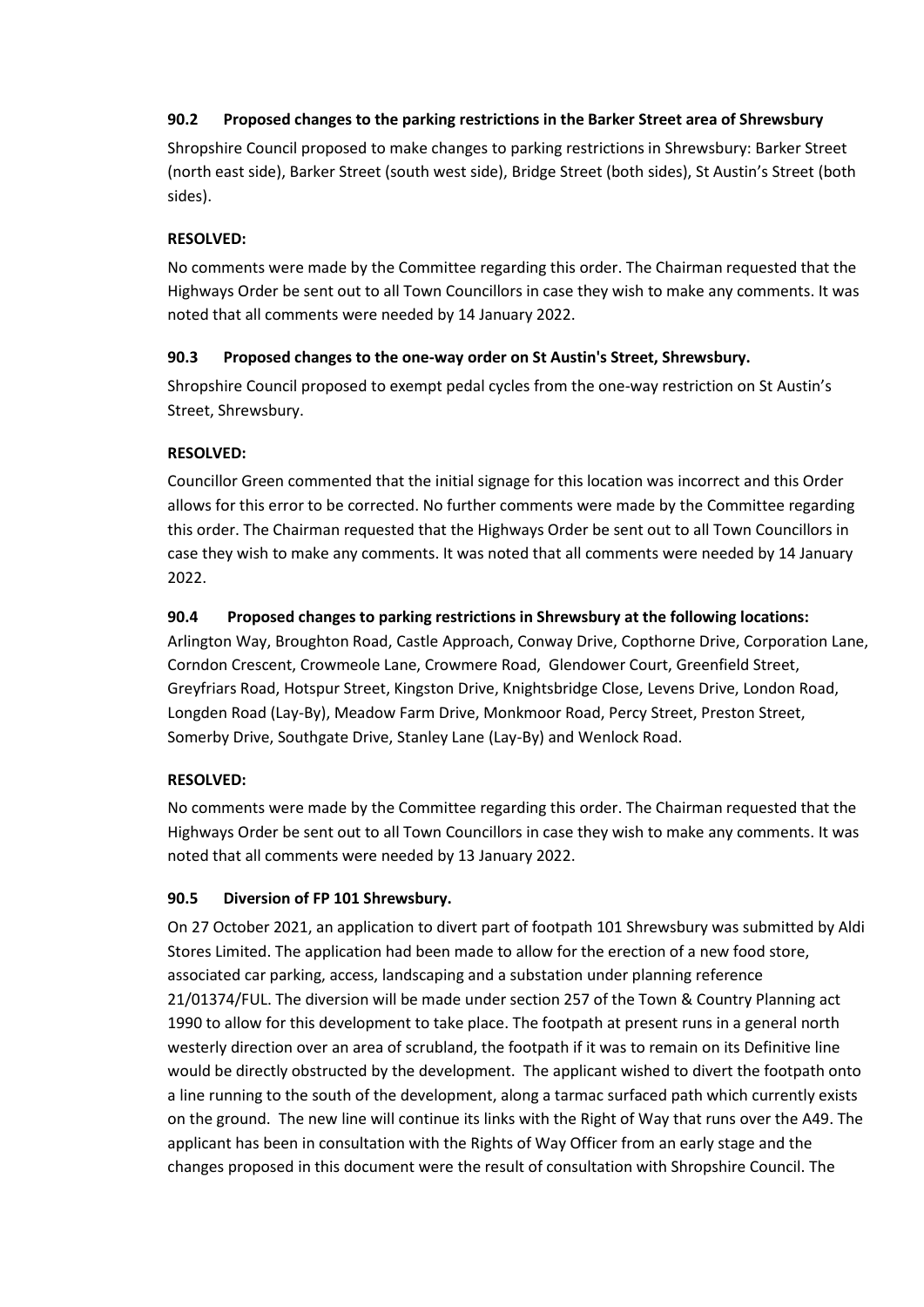**90.2 Proposed changes to the parking restrictions in the Barker Street area of Shrewsbury**

Shropshire Council proposed to make changes to parking restrictions in Shrewsbury: Barker Street (north east side), Barker Street (south west side), Bridge Street (both sides), St Austin's Street (both sides).

**RESOLVED:**

No comments were made by the Committee regarding this order. The Chairman requested that the Highways Order be sent out to all Town Councillors in case they wish to make any comments. It was noted that all comments were needed by 14 January 2022.

**90.3 Proposed changes to the one-way order on St Austin's Street, Shrewsbury.**

Shropshire Council proposed to exempt pedal cycles from the one-way restriction on St Austin's Street, Shrewsbury.

**RESOLVED:**

Councillor Green commented that the initial signage for this location was incorrect and this Order allows for this error to be corrected. No further comments were made by the Committee regarding this order. The Chairman requested that the Highways Order be sent out to all Town Councillors in case they wish to make any comments. It was noted that all comments were needed by 14 January 2022.

**90.4 Proposed changes to parking restrictions in Shrewsbury at the following locations:**
Arlington Way, Broughton Road, Castle Approach, Conway Drive, Copthorne Drive, Corporation Lane, Corndon Crescent, Crowmeole Lane, Crowmere Road, Glendower Court, Greenfield Street, Greyfriars Road, Hotspur Street, Kingston Drive, Knightsbridge Close, Levens Drive, London Road, Longden Road (Lay-By), Meadow Farm Drive, Monkmoor Road, Percy Street, Preston Street, Somerby Drive, Southgate Drive, Stanley Lane (Lay-By) and Wenlock Road.

**RESOLVED:**

No comments were made by the Committee regarding this order. The Chairman requested that the Highways Order be sent out to all Town Councillors in case they wish to make any comments. It was noted that all comments were needed by 13 January 2022.

**90.5 Diversion of FP 101 Shrewsbury.**

On 27 October 2021, an application to divert part of footpath 101 Shrewsbury was submitted by Aldi Stores Limited. The application had been made to allow for the erection of a new food store, associated car parking, access, landscaping and a substation under planning reference 21/01374/FUL. The diversion will be made under section 257 of the Town & Country Planning act 1990 to allow for this development to take place. The footpath at present runs in a general north westerly direction over an area of scrubland, the footpath if it was to remain on its Definitive line would be directly obstructed by the development. The applicant wished to divert the footpath onto a line running to the south of the development, along a tarmac surfaced path which currently exists on the ground. The new line will continue its links with the Right of Way that runs over the A49. The applicant has been in consultation with the Rights of Way Officer from an early stage and the changes proposed in this document were the result of consultation with Shropshire Council. The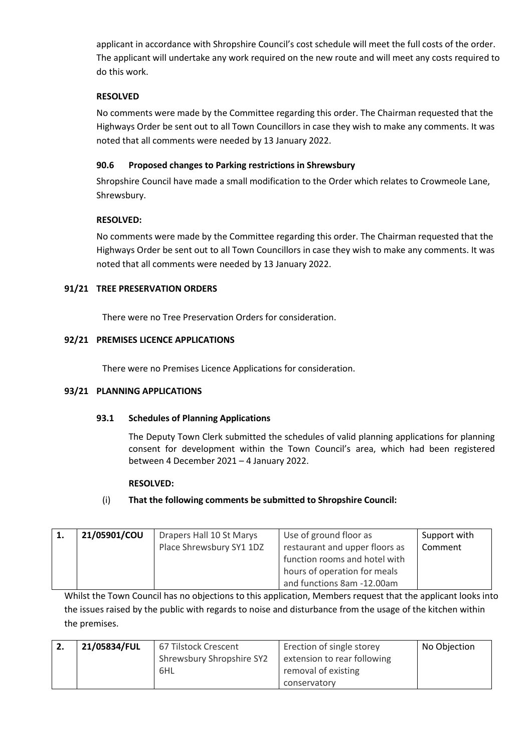applicant in accordance with Shropshire Council's cost schedule will meet the full costs of the order. The applicant will undertake any work required on the new route and will meet any costs required to do this work.

**RESOLVED**

No comments were made by the Committee regarding this order. The Chairman requested that the Highways Order be sent out to all Town Councillors in case they wish to make any comments. It was noted that all comments were needed by 13 January 2022.

### 90.6 Proposed changes to Parking restrictions in Shrewsbury

Shropshire Council have made a small modification to the Order which relates to Crowmeole Lane, Shrewsbury.

**RESOLVED:**

No comments were made by the Committee regarding this order. The Chairman requested that the Highways Order be sent out to all Town Councillors in case they wish to make any comments. It was noted that all comments were needed by 13 January 2022.

## 91/21 TREE PRESERVATION ORDERS

There were no Tree Preservation Orders for consideration.

## 92/21 PREMISES LICENCE APPLICATIONS

There were no Premises Licence Applications for consideration.

## 93/21 PLANNING APPLICATIONS

### 93.1 Schedules of Planning Applications

The Deputy Town Clerk submitted the schedules of valid planning applications for planning consent for development within the Town Council's area, which had been registered between 4 December 2021 – 4 January 2022.

**RESOLVED:**

(i) **That the following comments be submitted to Shropshire Council:**

| 1. | 21/05901/COU | Drapers Hall 10 St Marys Place Shrewsbury SY1 1DZ | Use of ground floor as restaurant and upper floors as function rooms and hotel with hours of operation for meals and functions 8am -12.00am | Support with Comment |
|---|---|---|---|---|

Whilst the Town Council has no objections to this application, Members request that the applicant looks into the issues raised by the public with regards to noise and disturbance from the usage of the kitchen within the premises.

| 2. | 21/05834/FUL | 67 Tilstock Crescent Shrewsbury Shropshire SY2 6HL | Erection of single storey extension to rear following removal of existing conservatory | No Objection |
|---|---|---|---|---|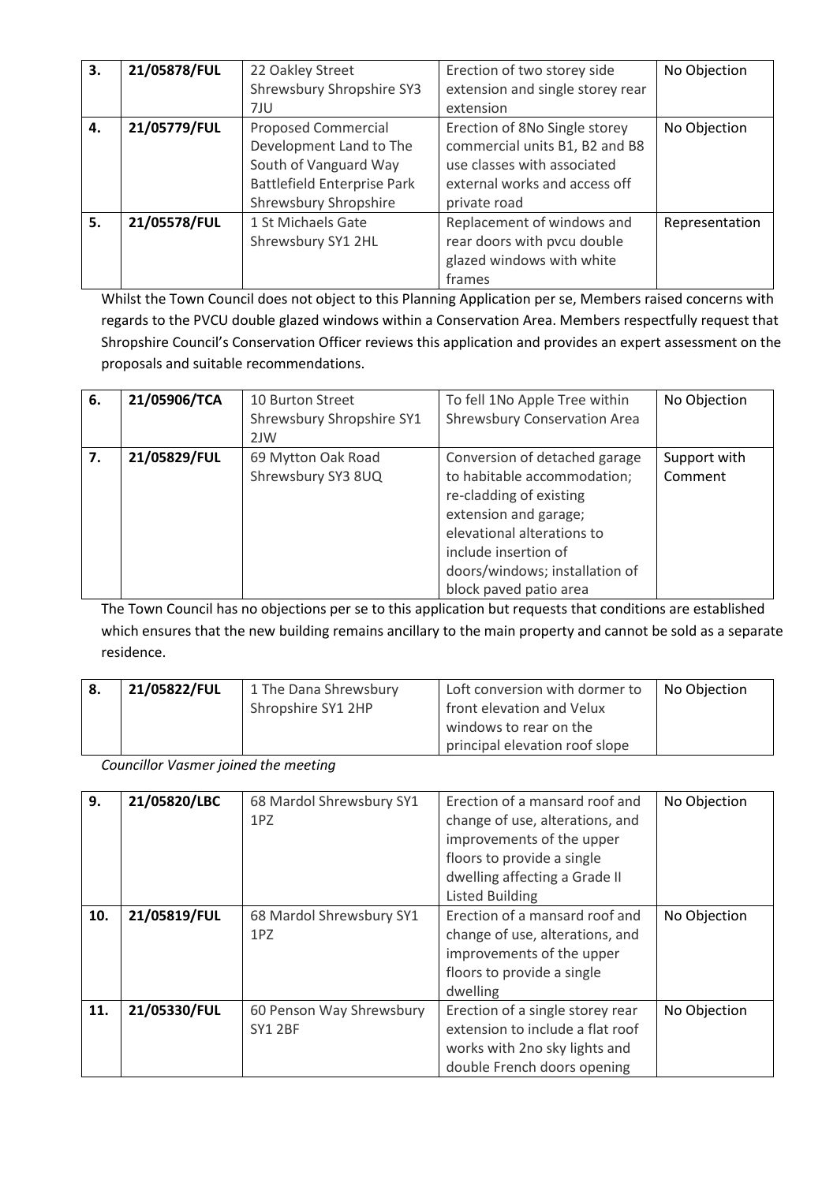| 3. | 21/05878/FUL | 22 Oakley Street Shrewsbury Shropshire SY3 7JU | Erection of two storey side extension and single storey rear extension | No Objection |
|---|---|---|---|---|
| 4. | 21/05779/FUL | Proposed Commercial Development Land to The South of Vanguard Way Battlefield Enterprise Park Shrewsbury Shropshire | Erection of 8No Single storey commercial units B1, B2 and B8 use classes with associated external works and access off private road | No Objection |
| 5. | 21/05578/FUL | 1 St Michaels Gate Shrewsbury SY1 2HL | Replacement of windows and rear doors with pvcu double glazed windows with white frames | Representation |

Whilst the Town Council does not object to this Planning Application per se, Members raised concerns with regards to the PVCU double glazed windows within a Conservation Area. Members respectfully request that Shropshire Council's Conservation Officer reviews this application and provides an expert assessment on the proposals and suitable recommendations.

| 6. | 21/05906/TCA | 10 Burton Street Shrewsbury Shropshire SY1 2JW | To fell 1No Apple Tree within Shrewsbury Conservation Area | No Objection |
|---|---|---|---|---|
| 7. | 21/05829/FUL | 69 Mytton Oak Road Shrewsbury SY3 8UQ | Conversion of detached garage to habitable accommodation; re-cladding of existing extension and garage; elevational alterations to include insertion of doors/windows; installation of block paved patio area | Support with Comment |

The Town Council has no objections per se to this application but requests that conditions are established which ensures that the new building remains ancillary to the main property and cannot be sold as a separate residence.

| 8. | 21/05822/FUL | 1 The Dana Shrewsbury Shropshire SY1 2HP | Loft conversion with dormer to front elevation and Velux windows to rear on the principal elevation roof slope | No Objection |
|---|---|---|---|---|

*Councillor Vasmer joined the meeting*

| 9. | 21/05820/LBC | 68 Mardol Shrewsbury SY1 1PZ | Erection of a mansard roof and change of use, alterations, and improvements of the upper floors to provide a single dwelling affecting a Grade II Listed Building | No Objection |
|---|---|---|---|---|
| 10. | 21/05819/FUL | 68 Mardol Shrewsbury SY1 1PZ | Erection of a mansard roof and change of use, alterations, and improvements of the upper floors to provide a single dwelling | No Objection |
| 11. | 21/05330/FUL | 60 Penson Way Shrewsbury SY1 2BF | Erection of a single storey rear extension to include a flat roof works with 2no sky lights and double French doors opening | No Objection |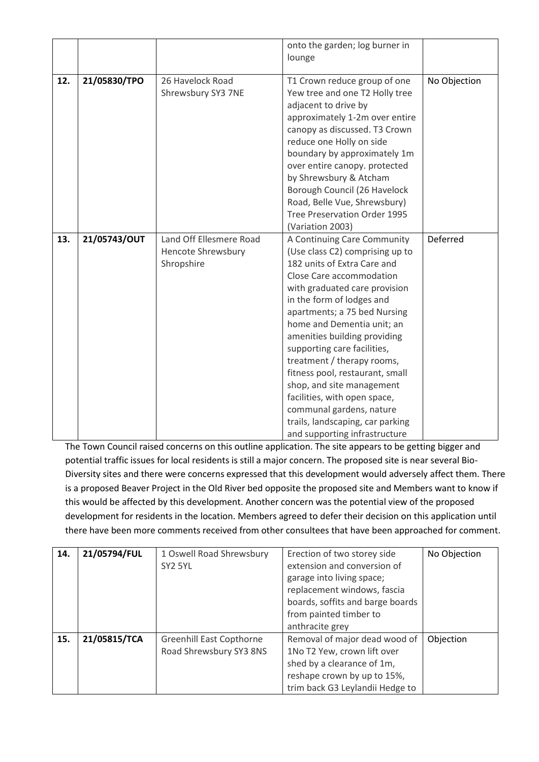| | | | onto the garden; log burner in lounge | |
|---|---|---|---|---|
| 12. | 21/05830/TPO | 26 Havelock Road Shrewsbury SY3 7NE | T1 Crown reduce group of one Yew tree and one T2 Holly tree adjacent to drive by approximately 1-2m over entire canopy as discussed. T3 Crown reduce one Holly on side boundary by approximately 1m over entire canopy. protected by Shrewsbury & Atcham Borough Council (26 Havelock Road, Belle Vue, Shrewsbury) Tree Preservation Order 1995 (Variation 2003) | No Objection |
| 13. | 21/05743/OUT | Land Off Ellesmere Road Hencote Shrewsbury Shropshire | A Continuing Care Community (Use class C2) comprising up to 182 units of Extra Care and Close Care accommodation with graduated care provision in the form of lodges and apartments; a 75 bed Nursing home and Dementia unit; an amenities building providing supporting care facilities, treatment / therapy rooms, fitness pool, restaurant, small shop, and site management facilities, with open space, communal gardens, nature trails, landscaping, car parking and supporting infrastructure | Deferred |

The Town Council raised concerns on this outline application. The site appears to be getting bigger and potential traffic issues for local residents is still a major concern. The proposed site is near several Bio-Diversity sites and there were concerns expressed that this development would adversely affect them. There is a proposed Beaver Project in the Old River bed opposite the proposed site and Members want to know if this would be affected by this development. Another concern was the potential view of the proposed development for residents in the location. Members agreed to defer their decision on this application until there have been more comments received from other consultees that have been approached for comment.

| | | | | |
|---|---|---|---|---|
| 14. | 21/05794/FUL | 1 Oswell Road Shrewsbury SY2 5YL | Erection of two storey side extension and conversion of garage into living space; replacement windows, fascia boards, soffits and barge boards from painted timber to anthracite grey | No Objection |
| 15. | 21/05815/TCA | Greenhill East Copthorne Road Shrewsbury SY3 8NS | Removal of major dead wood of 1No T2 Yew, crown lift over shed by a clearance of 1m, reshape crown by up to 15%, trim back G3 Leylandii Hedge to | Objection |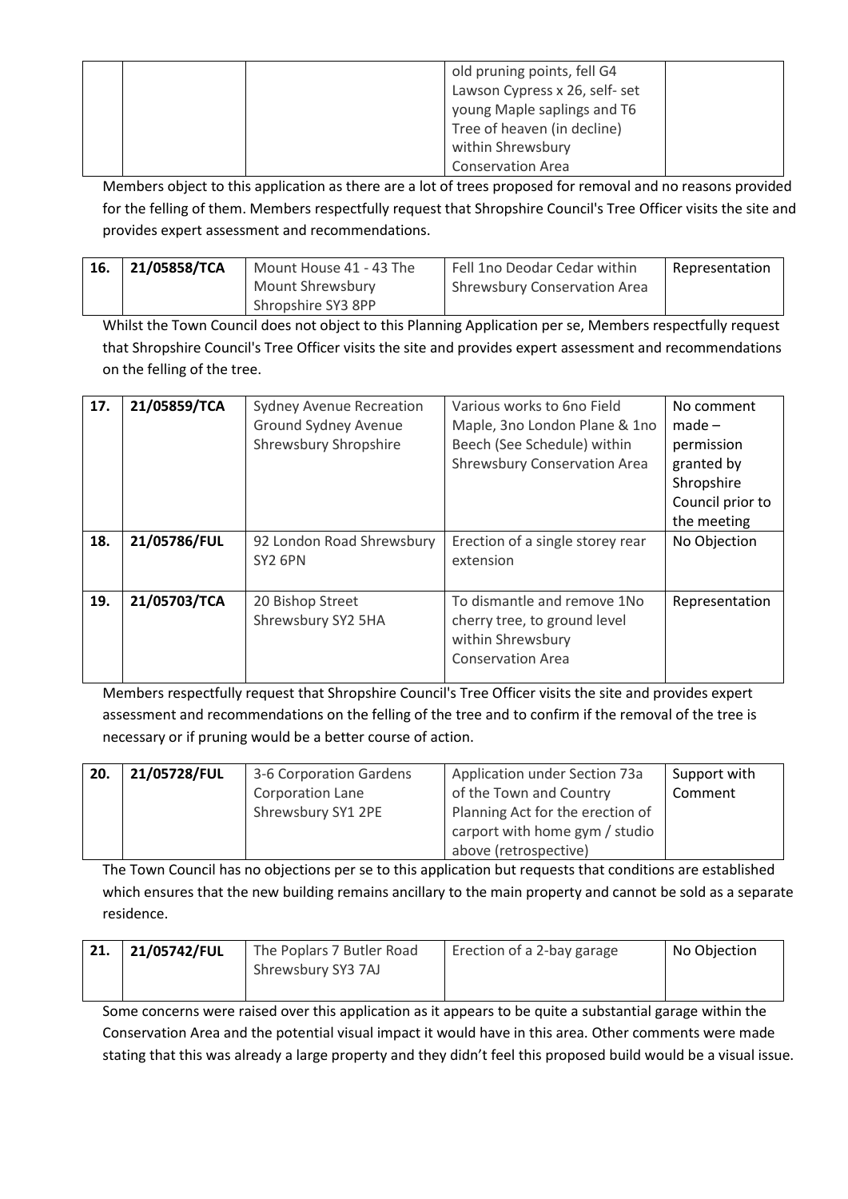| | | | old pruning points, fell G4 Lawson Cypress x 26, self- set young Maple saplings and T6 Tree of heaven (in decline) within Shrewsbury Conservation Area | |
|---|---|---|---|---|

Members object to this application as there are a lot of trees proposed for removal and no reasons provided for the felling of them. Members respectfully request that Shropshire Council's Tree Officer visits the site and provides expert assessment and recommendations.

| 16. | 21/05858/TCA | Mount House 41 - 43 The Mount Shrewsbury Shropshire SY3 8PP | Fell 1no Deodar Cedar within Shrewsbury Conservation Area | Representation |
|---|---|---|---|---|

Whilst the Town Council does not object to this Planning Application per se, Members respectfully request that Shropshire Council's Tree Officer visits the site and provides expert assessment and recommendations on the felling of the tree.

| 17. | 21/05859/TCA | Sydney Avenue Recreation Ground Sydney Avenue Shrewsbury Shropshire | Various works to 6no Field Maple, 3no London Plane & 1no Beech (See Schedule) within Shrewsbury Conservation Area | No comment made – permission granted by Shropshire Council prior to the meeting |
|---|---|---|---|---|
| 18. | 21/05786/FUL | 92 London Road Shrewsbury SY2 6PN | Erection of a single storey rear extension | No Objection |
| 19. | 21/05703/TCA | 20 Bishop Street Shrewsbury SY2 5HA | To dismantle and remove 1No cherry tree, to ground level within Shrewsbury Conservation Area | Representation |

Members respectfully request that Shropshire Council's Tree Officer visits the site and provides expert assessment and recommendations on the felling of the tree and to confirm if the removal of the tree is necessary or if pruning would be a better course of action.

| 20. | 21/05728/FUL | 3-6 Corporation Gardens Corporation Lane Shrewsbury SY1 2PE | Application under Section 73a of the Town and Country Planning Act for the erection of carport with home gym / studio above (retrospective) | Support with Comment |
|---|---|---|---|---|

The Town Council has no objections per se to this application but requests that conditions are established which ensures that the new building remains ancillary to the main property and cannot be sold as a separate residence.

| 21. | 21/05742/FUL | The Poplars 7 Butler Road Shrewsbury SY3 7AJ | Erection of a 2-bay garage | No Objection |
|---|---|---|---|---|

Some concerns were raised over this application as it appears to be quite a substantial garage within the Conservation Area and the potential visual impact it would have in this area. Other comments were made stating that this was already a large property and they didn't feel this proposed build would be a visual issue.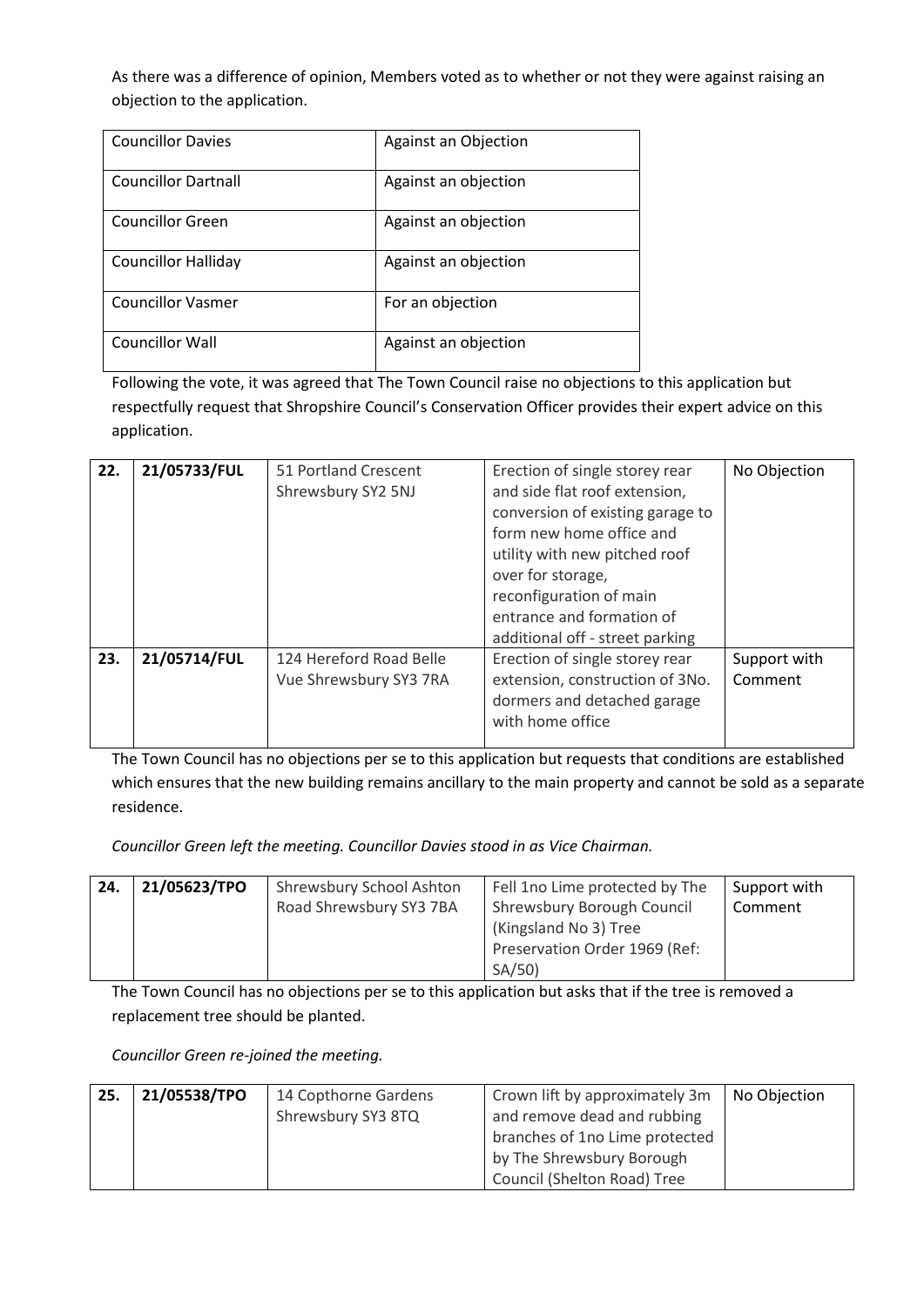As there was a difference of opinion, Members voted as to whether or not they were against raising an objection to the application.

| Councillor Davies | Against an Objection |
|---|---|
| Councillor Dartnall | Against an objection |
| Councillor Green | Against an objection |
| Councillor Halliday | Against an objection |
| Councillor Vasmer | For an objection |
| Councillor Wall | Against an objection |

Following the vote, it was agreed that The Town Council raise no objections to this application but respectfully request that Shropshire Council's Conservation Officer provides their expert advice on this application.

| 22. | 21/05733/FUL | 51 Portland Crescent Shrewsbury SY2 5NJ | Erection of single storey rear and side flat roof extension, conversion of existing garage to form new home office and utility with new pitched roof over for storage, reconfiguration of main entrance and formation of additional off - street parking | No Objection |
|---|---|---|---|---|
| 23. | 21/05714/FUL | 124 Hereford Road Belle Vue Shrewsbury SY3 7RA | Erection of single storey rear extension, construction of 3No. dormers and detached garage with home office | Support with Comment |

The Town Council has no objections per se to this application but requests that conditions are established which ensures that the new building remains ancillary to the main property and cannot be sold as a separate residence.

*Councillor Green left the meeting. Councillor Davies stood in as Vice Chairman.*

| 24. | 21/05623/TPO | Shrewsbury School Ashton Road Shrewsbury SY3 7BA | Fell 1no Lime protected by The Shrewsbury Borough Council (Kingsland No 3) Tree Preservation Order 1969 (Ref: SA/50) | Support with Comment |
|---|---|---|---|---|

The Town Council has no objections per se to this application but asks that if the tree is removed a replacement tree should be planted.

*Councillor Green re-joined the meeting.*

| 25. | 21/05538/TPO | 14 Copthorne Gardens Shrewsbury SY3 8TQ | Crown lift by approximately 3m and remove dead and rubbing branches of 1no Lime protected by The Shrewsbury Borough Council (Shelton Road) Tree | No Objection |
|---|---|---|---|---|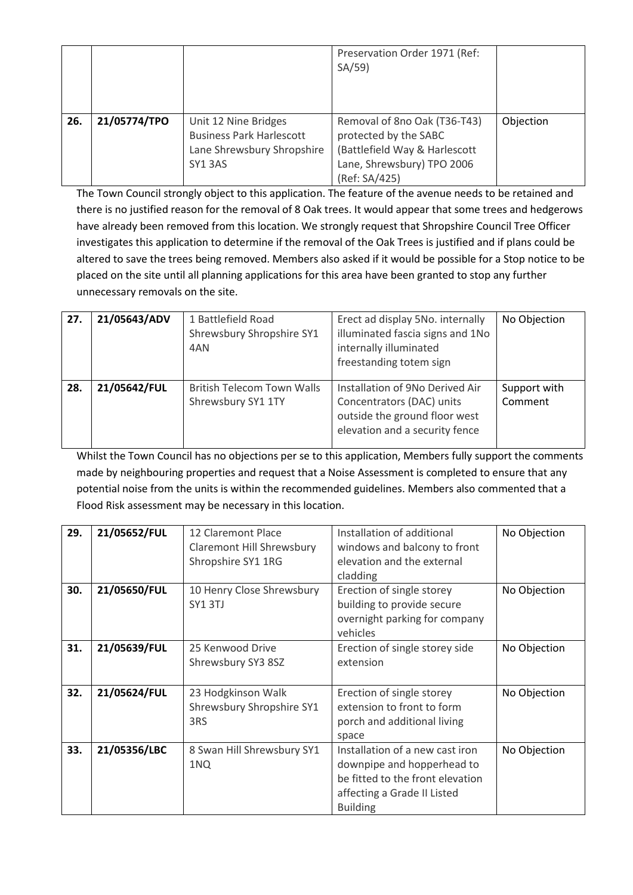| | | | Preservation Order 1971 (Ref: SA/59) | |
|---|---|---|---|---|
| **26.** | **21/05774/TPO** | Unit 12 Nine Bridges Business Park Harlescott Lane Shrewsbury Shropshire SY1 3AS | Removal of 8no Oak (T36-T43) protected by the SABC (Battlefield Way & Harlescott Lane, Shrewsbury) TPO 2006 (Ref: SA/425) | Objection |

The Town Council strongly object to this application. The feature of the avenue needs to be retained and there is no justified reason for the removal of 8 Oak trees. It would appear that some trees and hedgerows have already been removed from this location. We strongly request that Shropshire Council Tree Officer investigates this application to determine if the removal of the Oak Trees is justified and if plans could be altered to save the trees being removed. Members also asked if it would be possible for a Stop notice to be placed on the site until all planning applications for this area have been granted to stop any further unnecessary removals on the site.

| | | | | |
|---|---|---|---|---|
| **27.** | **21/05643/ADV** | 1 Battlefield Road Shrewsbury Shropshire SY1 4AN | Erect ad display 5No. internally illuminated fascia signs and 1No internally illuminated freestanding totem sign | No Objection |
| **28.** | **21/05642/FUL** | British Telecom Town Walls Shrewsbury SY1 1TY | Installation of 9No Derived Air Concentrators (DAC) units outside the ground floor west elevation and a security fence | Support with Comment |

Whilst the Town Council has no objections per se to this application, Members fully support the comments made by neighbouring properties and request that a Noise Assessment is completed to ensure that any potential noise from the units is within the recommended guidelines. Members also commented that a Flood Risk assessment may be necessary in this location.

| | | | | |
|---|---|---|---|---|
| **29.** | **21/05652/FUL** | 12 Claremont Place Claremont Hill Shrewsbury Shropshire SY1 1RG | Installation of additional windows and balcony to front elevation and the external cladding | No Objection |
| **30.** | **21/05650/FUL** | 10 Henry Close Shrewsbury SY1 3TJ | Erection of single storey building to provide secure overnight parking for company vehicles | No Objection |
| **31.** | **21/05639/FUL** | 25 Kenwood Drive Shrewsbury SY3 8SZ | Erection of single storey side extension | No Objection |
| **32.** | **21/05624/FUL** | 23 Hodgkinson Walk Shrewsbury Shropshire SY1 3RS | Erection of single storey extension to front to form porch and additional living space | No Objection |
| **33.** | **21/05356/LBC** | 8 Swan Hill Shrewsbury SY1 1NQ | Installation of a new cast iron downpipe and hopperhead to be fitted to the front elevation affecting a Grade II Listed Building | No Objection |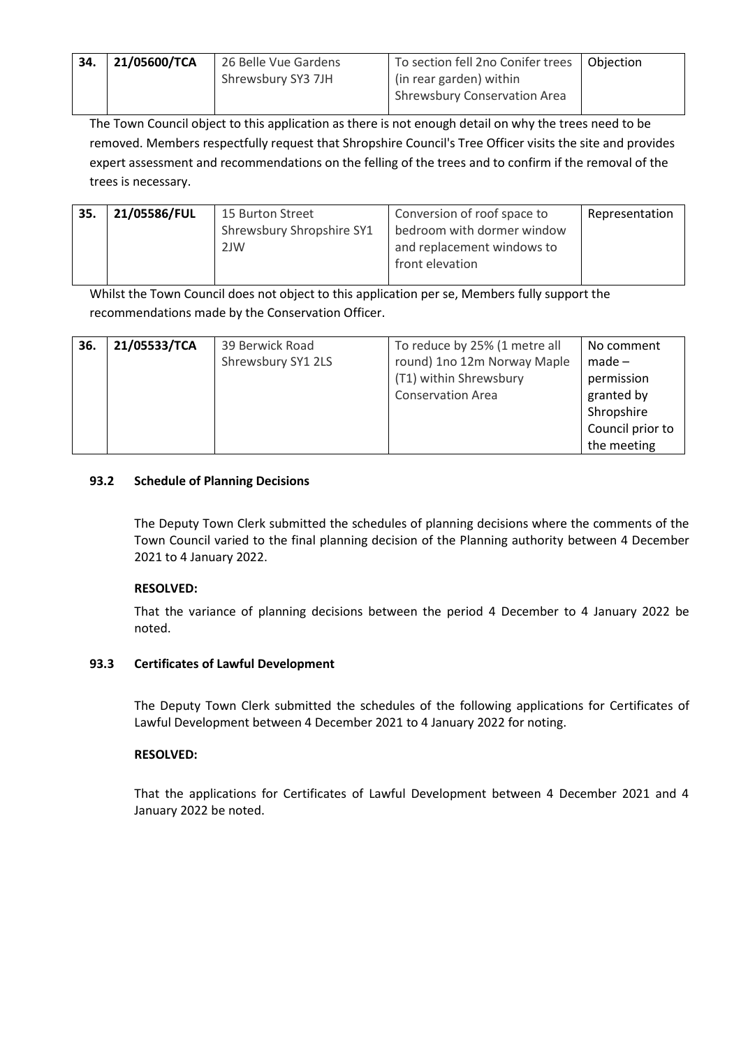| | | | | |
|---|---|---|---|---|
| **34.** | **21/05600/TCA** | 26 Belle Vue Gardens Shrewsbury SY3 7JH | To section fell 2no Conifer trees (in rear garden) within Shrewsbury Conservation Area | Objection |

The Town Council object to this application as there is not enough detail on why the trees need to be removed. Members respectfully request that Shropshire Council's Tree Officer visits the site and provides expert assessment and recommendations on the felling of the trees and to confirm if the removal of the trees is necessary.

| | | | | |
|---|---|---|---|---|
| **35.** | **21/05586/FUL** | 15 Burton Street Shrewsbury Shropshire SY1 2JW | Conversion of roof space to bedroom with dormer window and replacement windows to front elevation | Representation |

Whilst the Town Council does not object to this application per se, Members fully support the recommendations made by the Conservation Officer.

| | | | | |
|---|---|---|---|---|
| **36.** | **21/05533/TCA** | 39 Berwick Road Shrewsbury SY1 2LS | To reduce by 25% (1 metre all round) 1no 12m Norway Maple (T1) within Shrewsbury Conservation Area | No comment made – permission granted by Shropshire Council prior to the meeting |

### 93.2 Schedule of Planning Decisions

The Deputy Town Clerk submitted the schedules of planning decisions where the comments of the Town Council varied to the final planning decision of the Planning authority between 4 December 2021 to 4 January 2022.

**RESOLVED:**

That the variance of planning decisions between the period 4 December to 4 January 2022 be noted.

### 93.3 Certificates of Lawful Development

The Deputy Town Clerk submitted the schedules of the following applications for Certificates of Lawful Development between 4 December 2021 to 4 January 2022 for noting.

**RESOLVED:**

That the applications for Certificates of Lawful Development between 4 December 2021 and 4 January 2022 be noted.